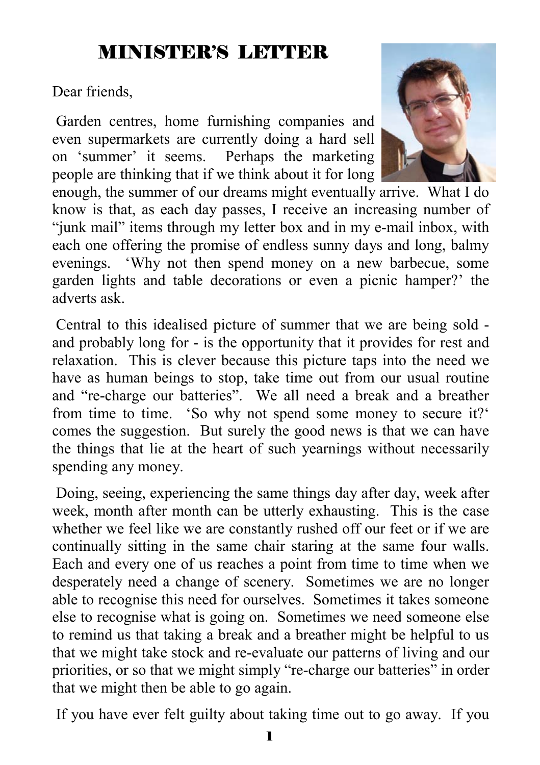# MINISTER'S LETTER

Dear friends,

Garden centres, home furnishing companies and even supermarkets are currently doing a hard sell on 'summer' it seems. Perhaps the marketing people are thinking that if we think about it for long enough, the summer of our dreams might eventually arrive. What I do know is that, as each day passes, I receive an increasing number of "junk mail" items through my letter box and in my e-mail inbox, with each one offering the promise of endless sunny days and long, balmy evenings. 'Why not then spend money on a new barbecue, some garden lights and table decorations or even a picnic hamper?' the adverts ask.

Central to this idealised picture of summer that we are being sold - and probably long for - is the opportunity that it provides for rest and relaxation. This is clever because this picture taps into the need we have as human beings to stop, take time out from our usual routine and "re-charge our batteries". We all need a break and a breather from time to time. 'So why not spend some money to secure it?' comes the suggestion. But surely the good news is that we can have the things that lie at the heart of such yearnings without necessarily spending any money.

Doing, seeing, experiencing the same things day after day, week after week, month after month can be utterly exhausting. This is the case whether we feel like we are constantly rushed off our feet or if we are continually sitting in the same chair staring at the same four walls. Each and every one of us reaches a point from time to time when we desperately need a change of scenery. Sometimes we are no longer able to recognise this need for ourselves. Sometimes it takes someone else to recognise what is going on. Sometimes we need someone else to remind us that taking a break and a breather might be helpful to us that we might take stock and re-evaluate our patterns of living and our priorities, or so that we might simply "re-charge our batteries" in order that we might then be able to go again.

If you have ever felt guilty about taking time out to go away. If you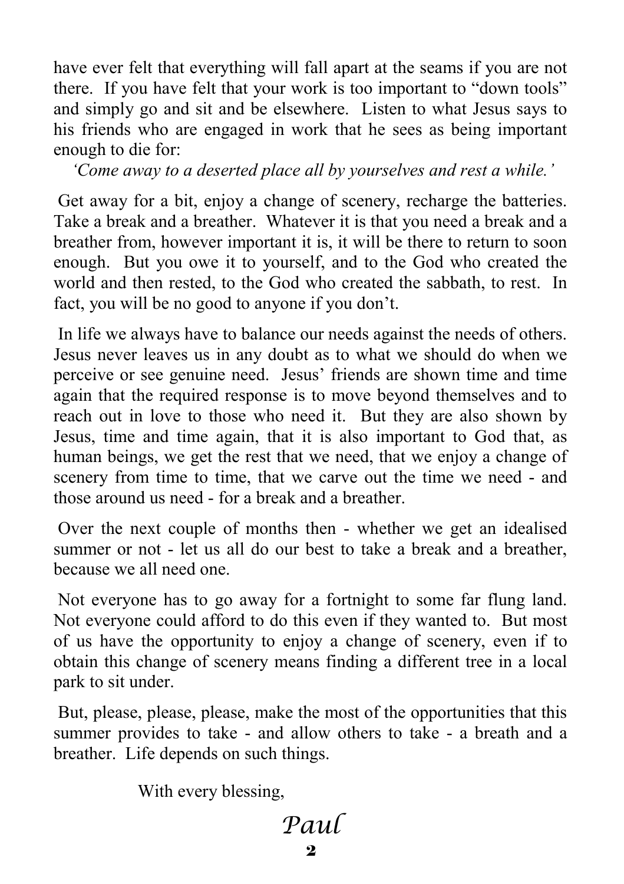have ever felt that everything will fall apart at the seams if you are not there. If you have felt that your work is too important to "down tools" and simply go and sit and be elsewhere. Listen to what Jesus says to his friends who are engaged in work that he sees as being important enough to die for:

*'Come away to a deserted place all by yourselves and rest a while.'*

Get away for a bit, enjoy a change of scenery, recharge the batteries. Take a break and a breather. Whatever it is that you need a break and a breather from, however important it is, it will be there to return to soon enough. But you owe it to yourself, and to the God who created the world and then rested, to the God who created the sabbath, to rest. In fact, you will be no good to anyone if you don't.

In life we always have to balance our needs against the needs of others. Jesus never leaves us in any doubt as to what we should do when we perceive or see genuine need. Jesus' friends are shown time and time again that the required response is to move beyond themselves and to reach out in love to those who need it. But they are also shown by Jesus, time and time again, that it is also important to God that, as human beings, we get the rest that we need, that we enjoy a change of scenery from time to time, that we carve out the time we need - and those around us need - for a break and a breather.

Over the next couple of months then - whether we get an idealised summer or not - let us all do our best to take a break and a breather, because we all need one.

Not everyone has to go away for a fortnight to some far flung land. Not everyone could afford to do this even if they wanted to. But most of us have the opportunity to enjoy a change of scenery, even if to obtain this change of scenery means finding a different tree in a local park to sit under.

But, please, please, please, make the most of the opportunities that this summer provides to take - and allow others to take - a breath and a breather. Life depends on such things.

With every blessing,

*Paul*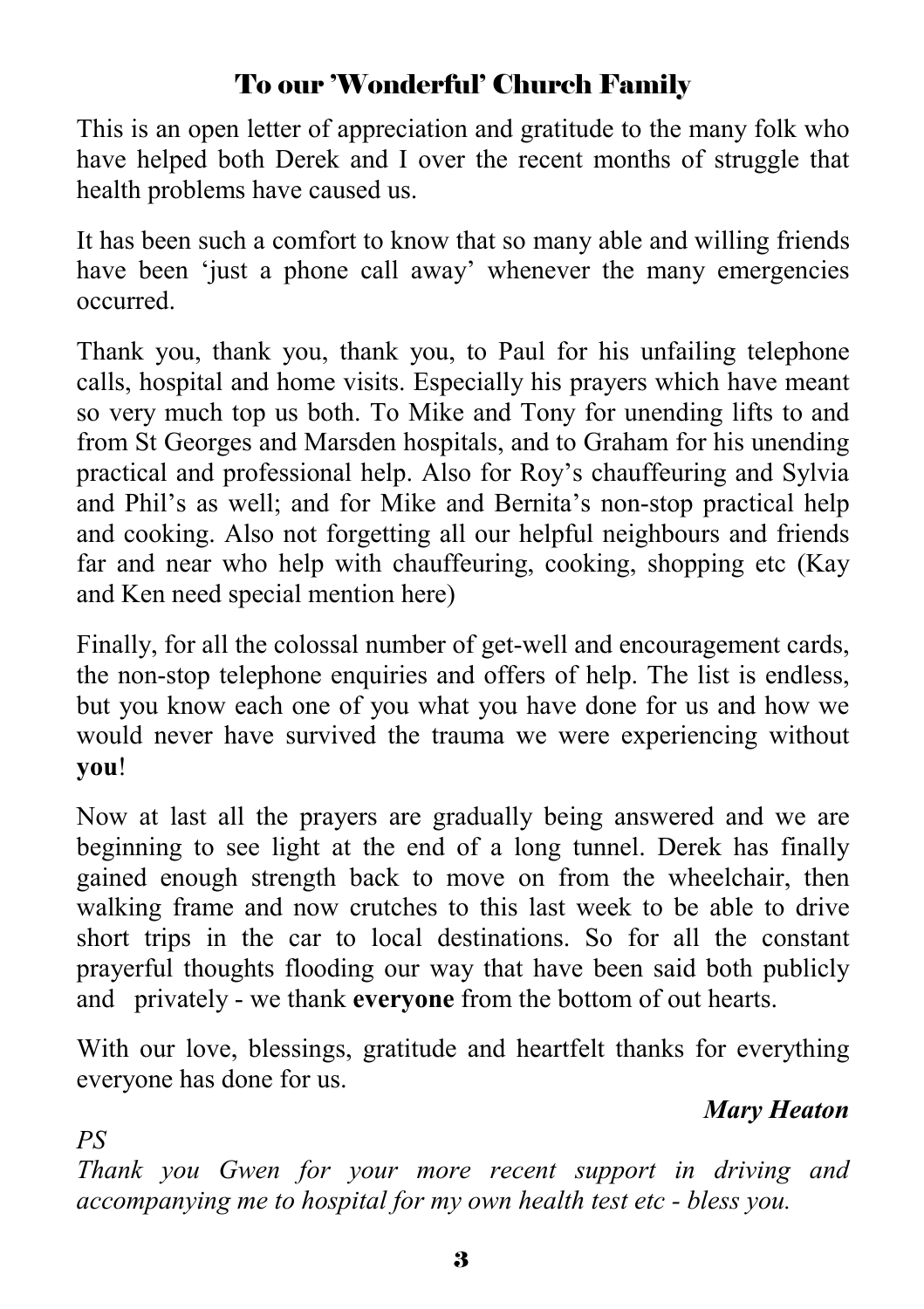# To our 'Wonderful' Church Family

This is an open letter of appreciation and gratitude to the many folk who have helped both Derek and I over the recent months of struggle that health problems have caused us.

It has been such a comfort to know that so many able and willing friends have been 'just a phone call away' whenever the many emergencies occurred.

Thank you, thank you, thank you, to Paul for his unfailing telephone calls, hospital and home visits. Especially his prayers which have meant so very much top us both. To Mike and Tony for unending lifts to and from St Georges and Marsden hospitals, and to Graham for his unending practical and professional help. Also for Roy's chauffeuring and Sylvia and Phil's as well; and for Mike and Bernita's non-stop practical help and cooking. Also not forgetting all our helpful neighbours and friends far and near who help with chauffeuring, cooking, shopping etc (Kay and Ken need special mention here)

Finally, for all the colossal number of get-well and encouragement cards, the non-stop telephone enquiries and offers of help. The list is endless, but you know each one of you what you have done for us and how we would never have survived the trauma we were experiencing without **you**!

Now at last all the prayers are gradually being answered and we are beginning to see light at the end of a long tunnel. Derek has finally gained enough strength back to move on from the wheelchair, then walking frame and now crutches to this last week to be able to drive short trips in the car to local destinations. So for all the constant prayerful thoughts flooding our way that have been said both publicly and privately - we thank **everyone** from the bottom of out hearts.

With our love, blessings, gratitude and heartfelt thanks for everything everyone has done for us.

***Mary Heaton***

*PS*

*Thank you Gwen for your more recent support in driving and accompanying me to hospital for my own health test etc - bless you.*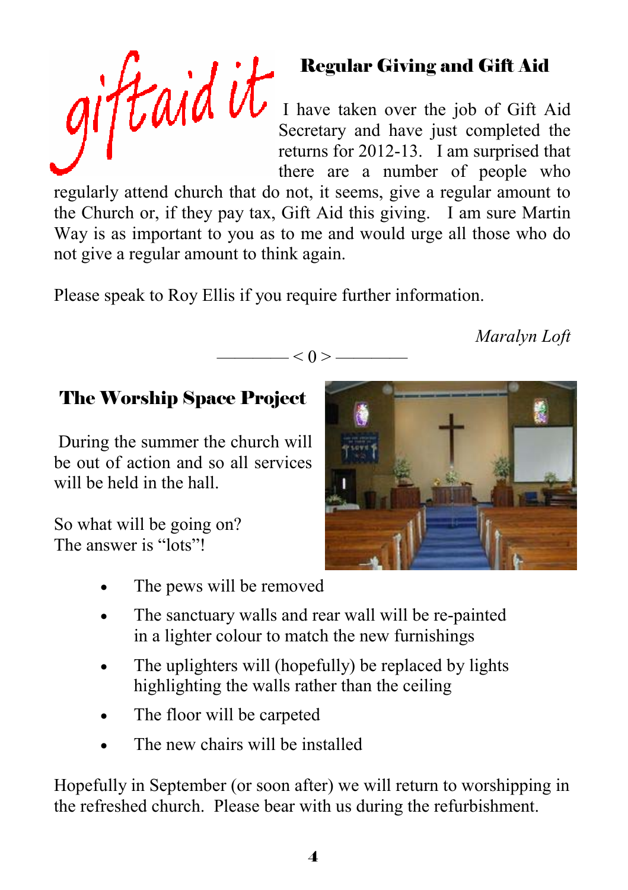giftaid it

## Regular Giving and Gift Aid

I have taken over the job of Gift Aid Secretary and have just completed the returns for 2012-13. I am surprised that there are a number of people who regularly attend church that do not, it seems, give a regular amount to the Church or, if they pay tax, Gift Aid this giving. I am sure Martin Way is as important to you as to me and would urge all those who do not give a regular amount to think again.

Please speak to Roy Ellis if you require further information.

*Maralyn Loft*

———— < 0 > ————

## The Worship Space Project

During the summer the church will be out of action and so all services will be held in the hall.

So what will be going on?
The answer is "lots"!

- The pews will be removed
- The sanctuary walls and rear wall will be re-painted in a lighter colour to match the new furnishings
- The uplighters will (hopefully) be replaced by lights highlighting the walls rather than the ceiling
- The floor will be carpeted
- The new chairs will be installed

Hopefully in September (or soon after) we will return to worshipping in the refreshed church. Please bear with us during the refurbishment.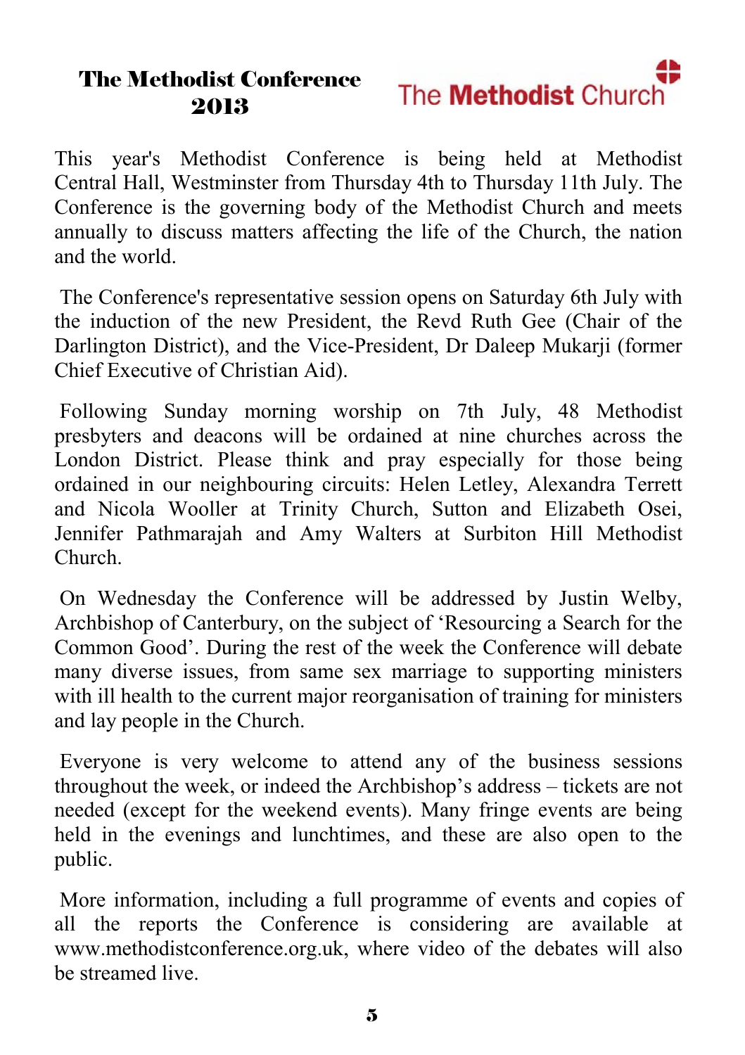# The Methodist Conference 2013

The Methodist Church

This year's Methodist Conference is being held at Methodist Central Hall, Westminster from Thursday 4th to Thursday 11th July. The Conference is the governing body of the Methodist Church and meets annually to discuss matters affecting the life of the Church, the nation and the world.

The Conference's representative session opens on Saturday 6th July with the induction of the new President, the Revd Ruth Gee (Chair of the Darlington District), and the Vice-President, Dr Daleep Mukarji (former Chief Executive of Christian Aid).

Following Sunday morning worship on 7th July, 48 Methodist presbyters and deacons will be ordained at nine churches across the London District. Please think and pray especially for those being ordained in our neighbouring circuits: Helen Letley, Alexandra Terrett and Nicola Wooller at Trinity Church, Sutton and Elizabeth Osei, Jennifer Pathmarajah and Amy Walters at Surbiton Hill Methodist Church.

On Wednesday the Conference will be addressed by Justin Welby, Archbishop of Canterbury, on the subject of 'Resourcing a Search for the Common Good'. During the rest of the week the Conference will debate many diverse issues, from same sex marriage to supporting ministers with ill health to the current major reorganisation of training for ministers and lay people in the Church.

Everyone is very welcome to attend any of the business sessions throughout the week, or indeed the Archbishop's address – tickets are not needed (except for the weekend events). Many fringe events are being held in the evenings and lunchtimes, and these are also open to the public.

More information, including a full programme of events and copies of all the reports the Conference is considering are available at www.methodistconference.org.uk, where video of the debates will also be streamed live.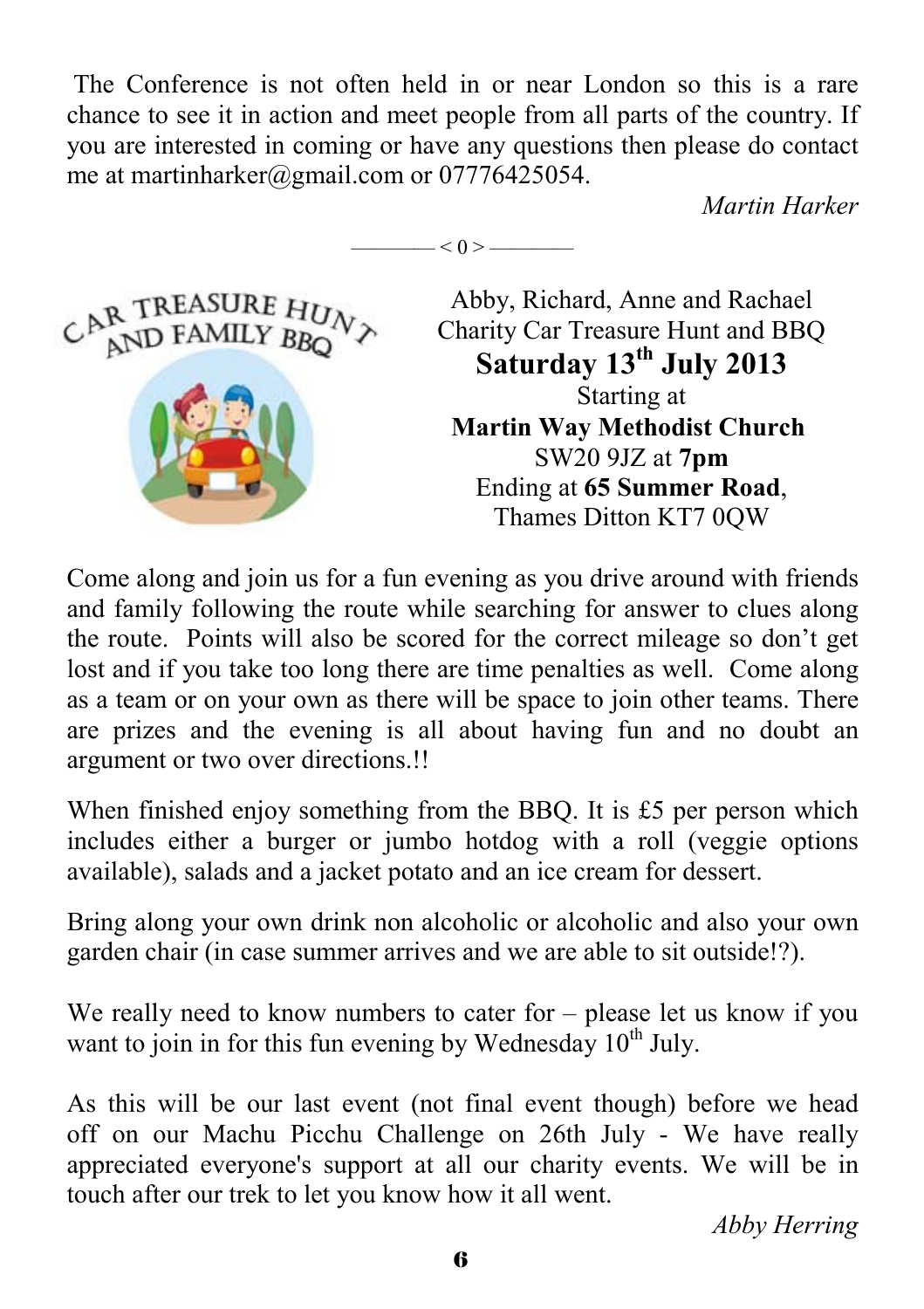The Conference is not often held in or near London so this is a rare chance to see it in action and meet people from all parts of the country. If you are interested in coming or have any questions then please do contact me at martinharker@gmail.com or 07776425054.

*Martin Harker*

———— < 0 > ————

CAR TREASURE HUNT AND FAMILY BBQ

Abby, Richard, Anne and Rachael
Charity Car Treasure Hunt and BBQ

**Saturday 13th July 2013**

Starting at
**Martin Way Methodist Church**
SW20 9JZ at **7pm**
Ending at **65 Summer Road**,
Thames Ditton KT7 0QW

Come along and join us for a fun evening as you drive around with friends and family following the route while searching for answer to clues along the route. Points will also be scored for the correct mileage so don't get lost and if you take too long there are time penalties as well. Come along as a team or on your own as there will be space to join other teams. There are prizes and the evening is all about having fun and no doubt an argument or two over directions.!!

When finished enjoy something from the BBQ. It is £5 per person which includes either a burger or jumbo hotdog with a roll (veggie options available), salads and a jacket potato and an ice cream for dessert.

Bring along your own drink non alcoholic or alcoholic and also your own garden chair (in case summer arrives and we are able to sit outside!?).

We really need to know numbers to cater for – please let us know if you want to join in for this fun evening by Wednesday 10th July.

As this will be our last event (not final event though) before we head off on our Machu Picchu Challenge on 26th July - We have really appreciated everyone's support at all our charity events. We will be in touch after our trek to let you know how it all went.

*Abby Herring*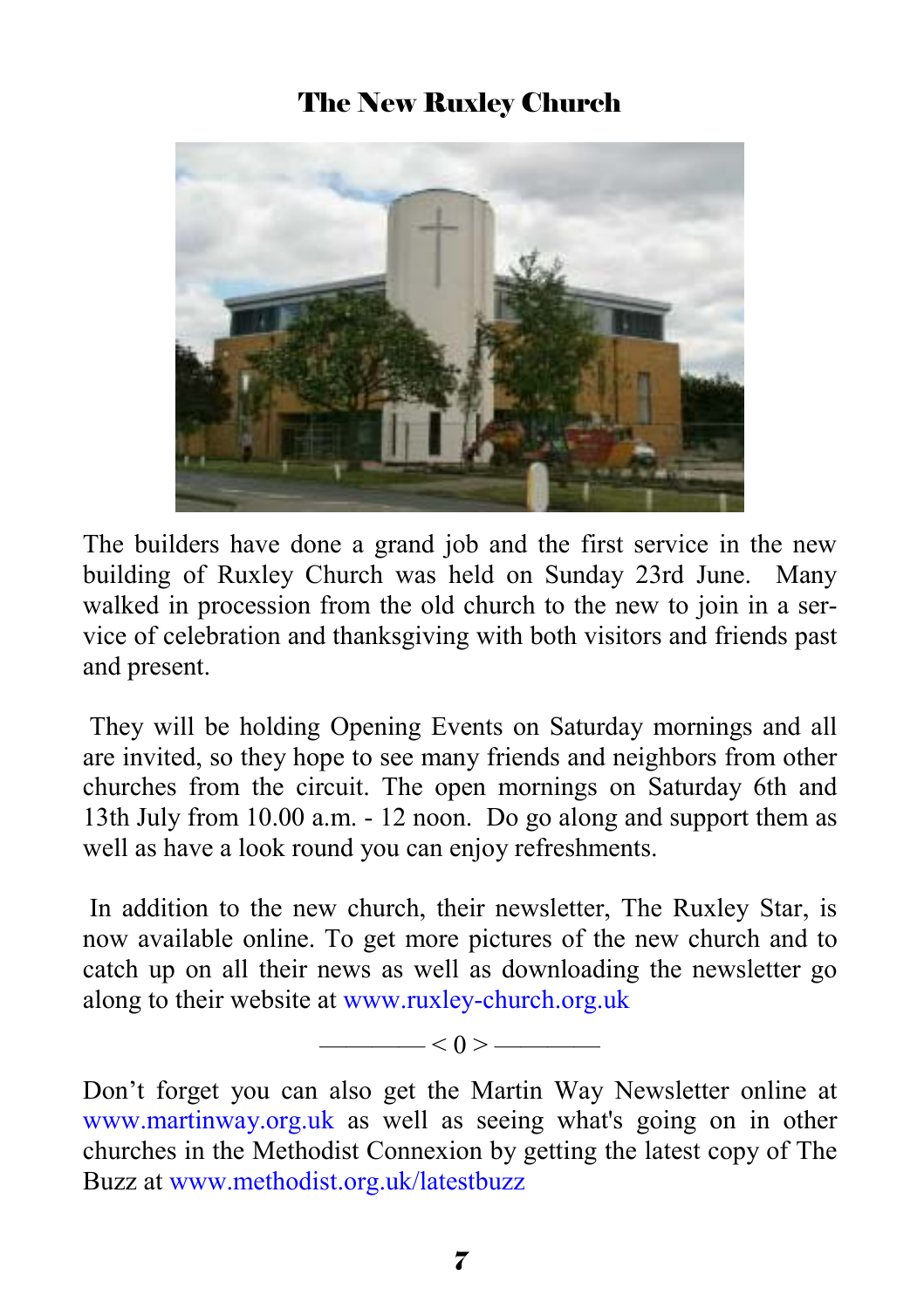# The New Ruxley Church

The builders have done a grand job and the first service in the new building of Ruxley Church was held on Sunday 23rd June. Many walked in procession from the old church to the new to join in a service of celebration and thanksgiving with both visitors and friends past and present.

They will be holding Opening Events on Saturday mornings and all are invited, so they hope to see many friends and neighbors from other churches from the circuit. The open mornings on Saturday 6th and 13th July from 10.00 a.m. - 12 noon. Do go along and support them as well as have a look round you can enjoy refreshments.

In addition to the new church, their newsletter, The Ruxley Star, is now available online. To get more pictures of the new church and to catch up on all their news as well as downloading the newsletter go along to their website at www.ruxley-church.org.uk

———— < 0 > ————

Don't forget you can also get the Martin Way Newsletter online at www.martinway.org.uk as well as seeing what's going on in other churches in the Methodist Connexion by getting the latest copy of The Buzz at www.methodist.org.uk/latestbuzz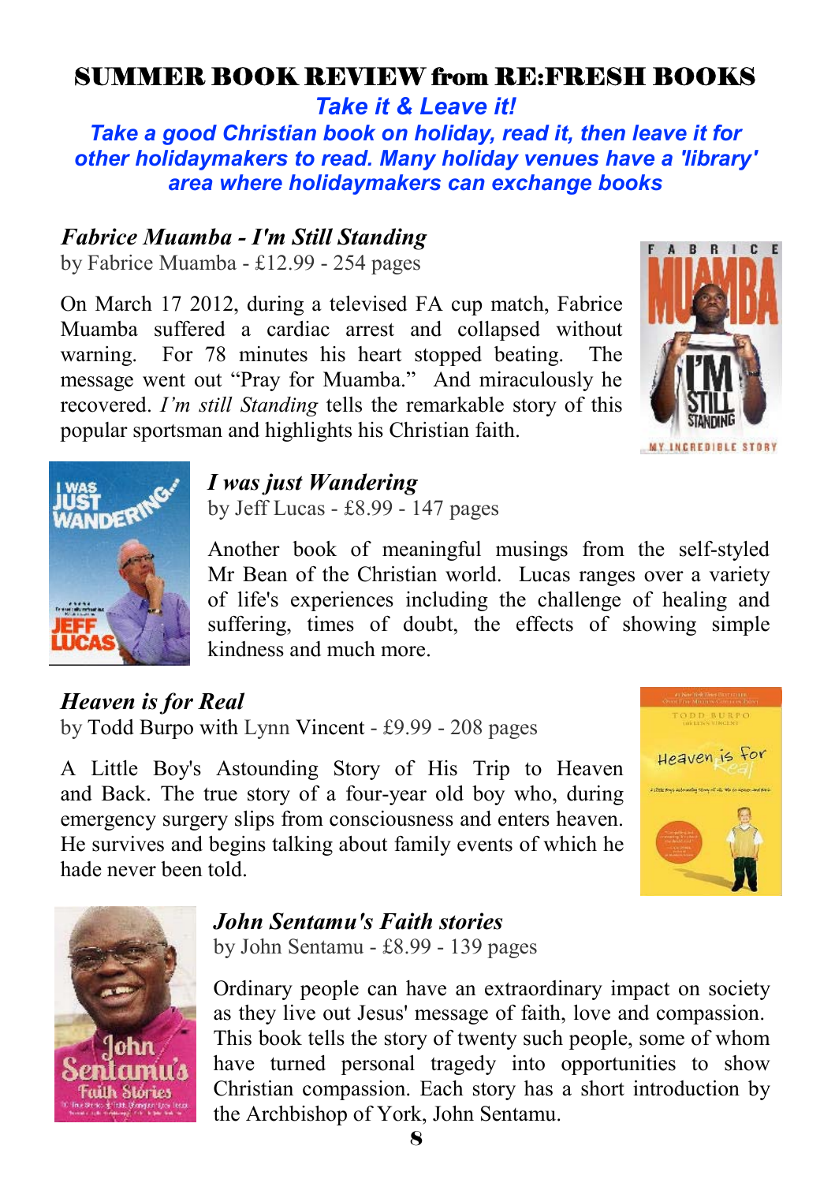# SUMMER BOOK REVIEW from RE:FRESH BOOKS

***Take it & Leave it!***

***Take a good Christian book on holiday, read it, then leave it for other holidaymakers to read. Many holiday venues have a 'library' area where holidaymakers can exchange books***

### *Fabrice Muamba - I'm Still Standing*

by Fabrice Muamba - £12.99 - 254 pages

On March 17 2012, during a televised FA cup match, Fabrice Muamba suffered a cardiac arrest and collapsed without warning. For 78 minutes his heart stopped beating. The message went out "Pray for Muamba." And miraculously he recovered. *I'm still Standing* tells the remarkable story of this popular sportsman and highlights his Christian faith.

### *I was just Wandering*

by Jeff Lucas - £8.99 - 147 pages

Another book of meaningful musings from the self-styled Mr Bean of the Christian world. Lucas ranges over a variety of life's experiences including the challenge of healing and suffering, times of doubt, the effects of showing simple kindness and much more.

### *Heaven is for Real*

by Todd Burpo with Lynn Vincent - £9.99 - 208 pages

A Little Boy's Astounding Story of His Trip to Heaven and Back. The true story of a four-year old boy who, during emergency surgery slips from consciousness and enters heaven. He survives and begins talking about family events of which he hade never been told.

### *John Sentamu's Faith stories*

by John Sentamu - £8.99 - 139 pages

Ordinary people can have an extraordinary impact on society as they live out Jesus' message of faith, love and compassion. This book tells the story of twenty such people, some of whom have turned personal tragedy into opportunities to show Christian compassion. Each story has a short introduction by the Archbishop of York, John Sentamu.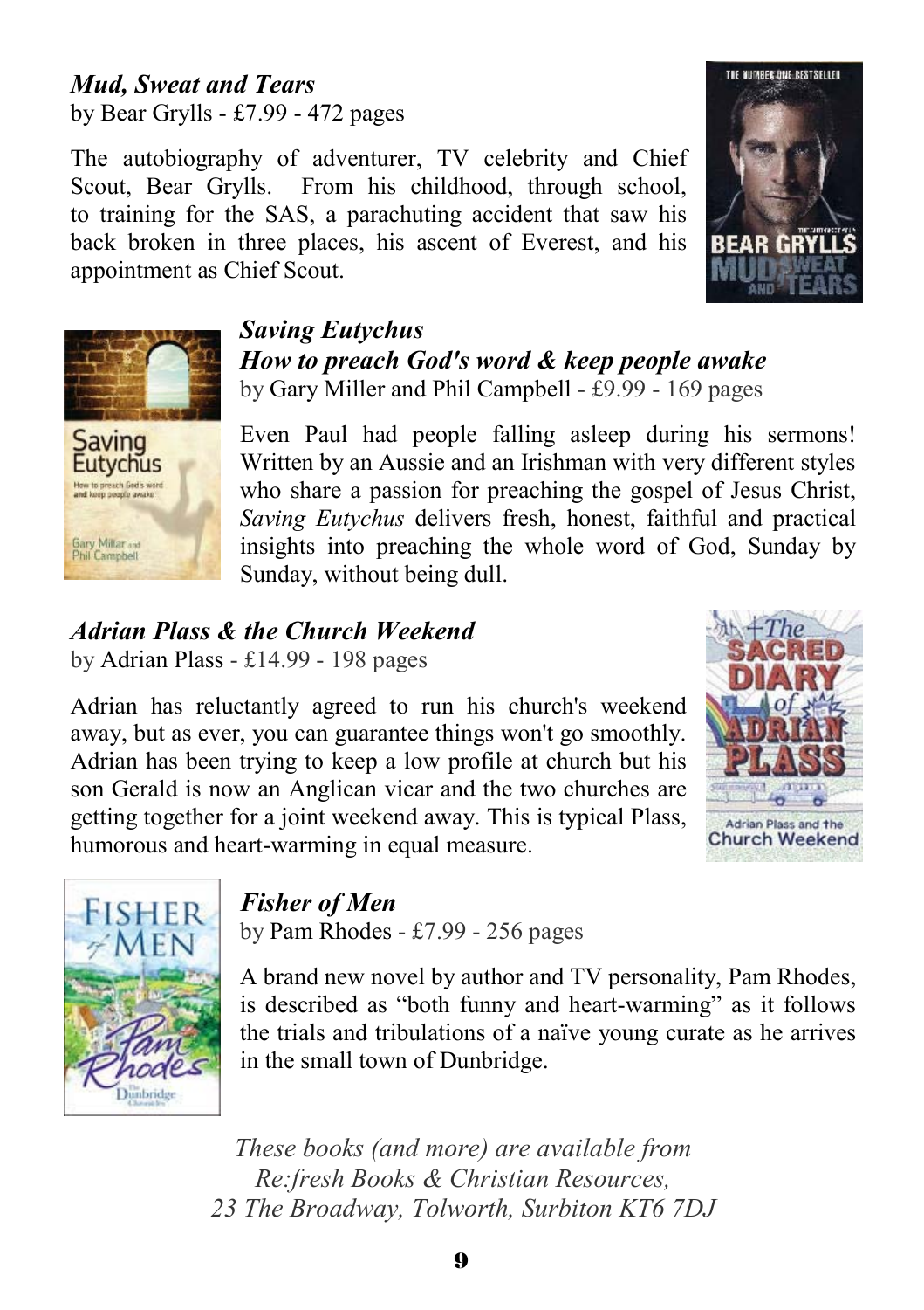***Mud, Sweat and Tears***
by Bear Grylls - £7.99 - 472 pages

The autobiography of adventurer, TV celebrity and Chief Scout, Bear Grylls. From his childhood, through school, to training for the SAS, a parachuting accident that saw his back broken in three places, his ascent of Everest, and his appointment as Chief Scout.

***Saving Eutychus***
***How to preach God's word & keep people awake***
by Gary Miller and Phil Campbell - £9.99 - 169 pages

Even Paul had people falling asleep during his sermons! Written by an Aussie and an Irishman with very different styles who share a passion for preaching the gospel of Jesus Christ, *Saving Eutychus* delivers fresh, honest, faithful and practical insights into preaching the whole word of God, Sunday by Sunday, without being dull.

***Adrian Plass & the Church Weekend***
by Adrian Plass - £14.99 - 198 pages

Adrian has reluctantly agreed to run his church's weekend away, but as ever, you can guarantee things won't go smoothly. Adrian has been trying to keep a low profile at church but his son Gerald is now an Anglican vicar and the two churches are getting together for a joint weekend away. This is typical Plass, humorous and heart-warming in equal measure.

***Fisher of Men***
by Pam Rhodes - £7.99 - 256 pages

A brand new novel by author and TV personality, Pam Rhodes, is described as "both funny and heart-warming" as it follows the trials and tribulations of a naïve young curate as he arrives in the small town of Dunbridge.

*These books (and more) are available from*
*Re:fresh Books & Christian Resources,*
*23 The Broadway, Tolworth, Surbiton KT6 7DJ*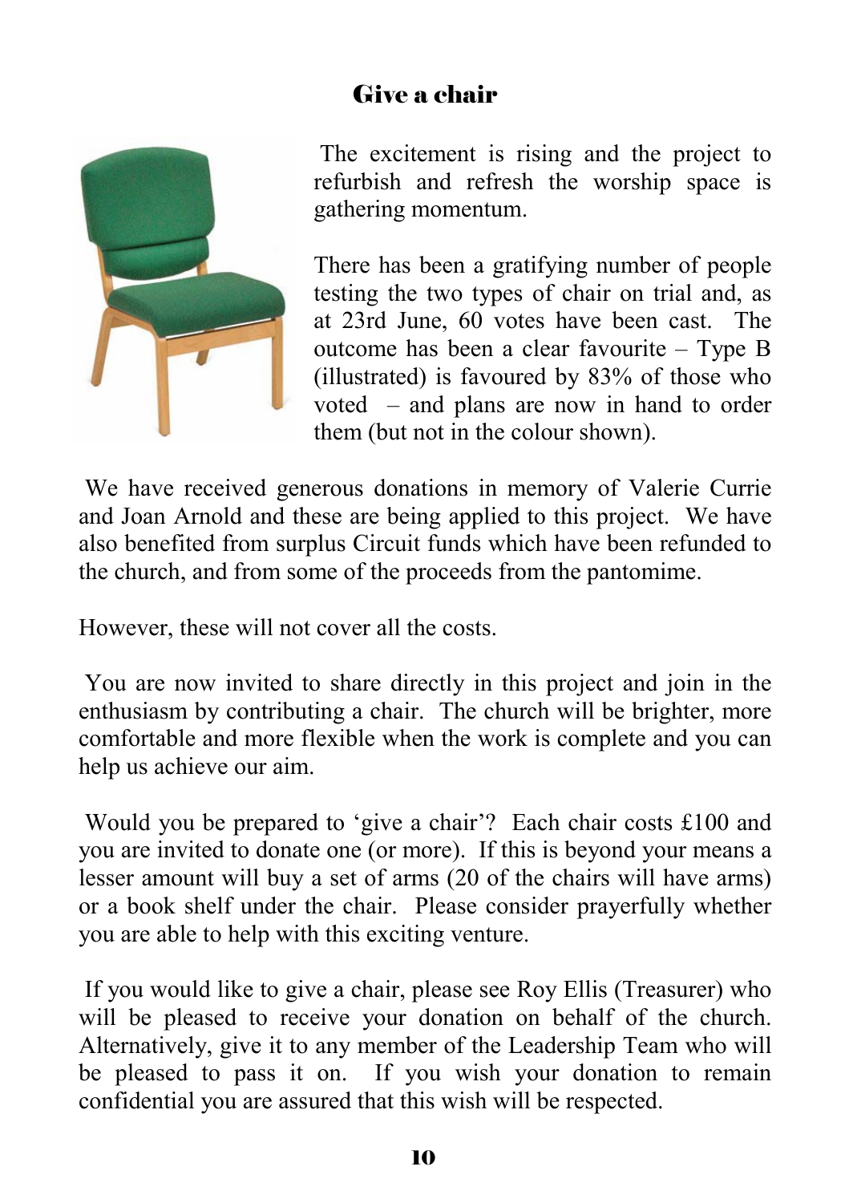## Give a chair

The excitement is rising and the project to refurbish and refresh the worship space is gathering momentum.

There has been a gratifying number of people testing the two types of chair on trial and, as at 23rd June, 60 votes have been cast. The outcome has been a clear favourite – Type B (illustrated) is favoured by 83% of those who voted – and plans are now in hand to order them (but not in the colour shown).

We have received generous donations in memory of Valerie Currie and Joan Arnold and these are being applied to this project. We have also benefited from surplus Circuit funds which have been refunded to the church, and from some of the proceeds from the pantomime.

However, these will not cover all the costs.

You are now invited to share directly in this project and join in the enthusiasm by contributing a chair. The church will be brighter, more comfortable and more flexible when the work is complete and you can help us achieve our aim.

Would you be prepared to 'give a chair'? Each chair costs £100 and you are invited to donate one (or more). If this is beyond your means a lesser amount will buy a set of arms (20 of the chairs will have arms) or a book shelf under the chair. Please consider prayerfully whether you are able to help with this exciting venture.

If you would like to give a chair, please see Roy Ellis (Treasurer) who will be pleased to receive your donation on behalf of the church. Alternatively, give it to any member of the Leadership Team who will be pleased to pass it on. If you wish your donation to remain confidential you are assured that this wish will be respected.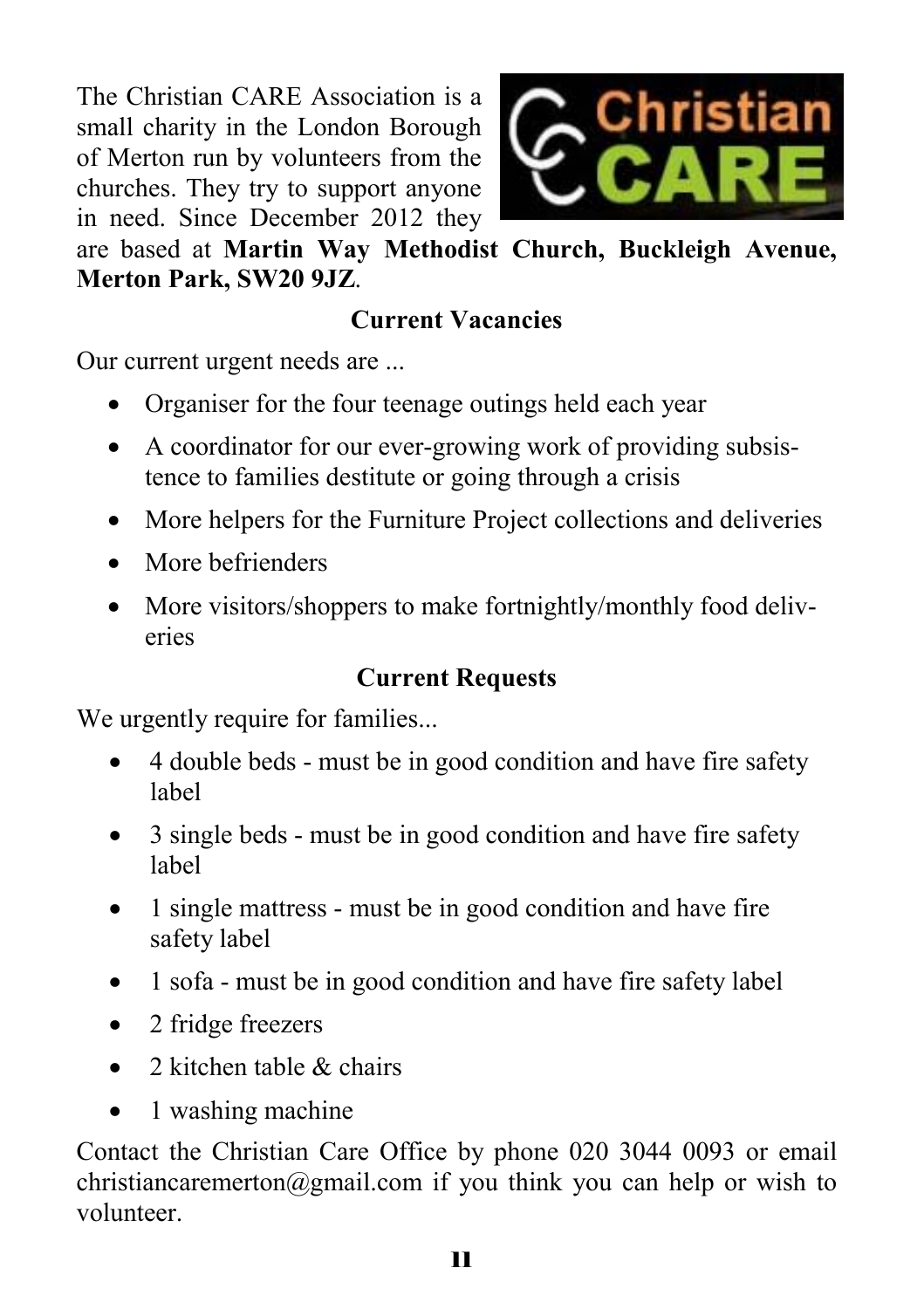The Christian CARE Association is a small charity in the London Borough of Merton run by volunteers from the churches. They try to support anyone in need. Since December 2012 they are based at **Martin Way Methodist Church, Buckleigh Avenue, Merton Park, SW20 9JZ**.

## Current Vacancies

Our current urgent needs are ...

- Organiser for the four teenage outings held each year
- A coordinator for our ever-growing work of providing subsistence to families destitute or going through a crisis
- More helpers for the Furniture Project collections and deliveries
- More befrienders
- More visitors/shoppers to make fortnightly/monthly food deliveries

## Current Requests

We urgently require for families...

- 4 double beds - must be in good condition and have fire safety label
- 3 single beds - must be in good condition and have fire safety label
- 1 single mattress - must be in good condition and have fire safety label
- 1 sofa - must be in good condition and have fire safety label
- 2 fridge freezers
- 2 kitchen table & chairs
- 1 washing machine

Contact the Christian Care Office by phone 020 3044 0093 or email christiancaremerton@gmail.com if you think you can help or wish to volunteer.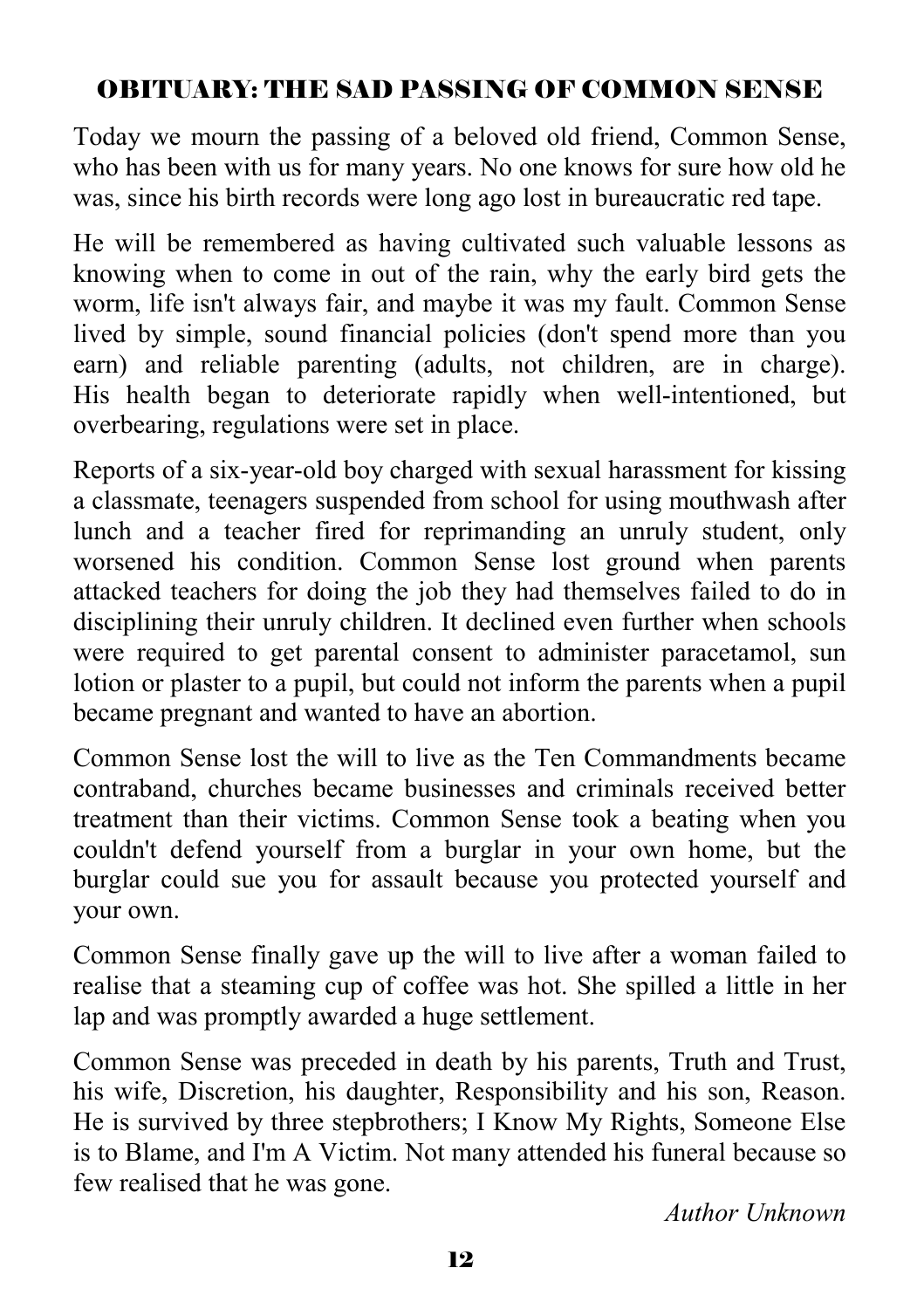## OBITUARY: THE SAD PASSING OF COMMON SENSE

Today we mourn the passing of a beloved old friend, Common Sense, who has been with us for many years. No one knows for sure how old he was, since his birth records were long ago lost in bureaucratic red tape.

He will be remembered as having cultivated such valuable lessons as knowing when to come in out of the rain, why the early bird gets the worm, life isn't always fair, and maybe it was my fault. Common Sense lived by simple, sound financial policies (don't spend more than you earn) and reliable parenting (adults, not children, are in charge). His health began to deteriorate rapidly when well-intentioned, but overbearing, regulations were set in place.

Reports of a six-year-old boy charged with sexual harassment for kissing a classmate, teenagers suspended from school for using mouthwash after lunch and a teacher fired for reprimanding an unruly student, only worsened his condition. Common Sense lost ground when parents attacked teachers for doing the job they had themselves failed to do in disciplining their unruly children. It declined even further when schools were required to get parental consent to administer paracetamol, sun lotion or plaster to a pupil, but could not inform the parents when a pupil became pregnant and wanted to have an abortion.

Common Sense lost the will to live as the Ten Commandments became contraband, churches became businesses and criminals received better treatment than their victims. Common Sense took a beating when you couldn't defend yourself from a burglar in your own home, but the burglar could sue you for assault because you protected yourself and your own.

Common Sense finally gave up the will to live after a woman failed to realise that a steaming cup of coffee was hot. She spilled a little in her lap and was promptly awarded a huge settlement.

Common Sense was preceded in death by his parents, Truth and Trust, his wife, Discretion, his daughter, Responsibility and his son, Reason. He is survived by three stepbrothers; I Know My Rights, Someone Else is to Blame, and I'm A Victim. Not many attended his funeral because so few realised that he was gone.

*Author Unknown*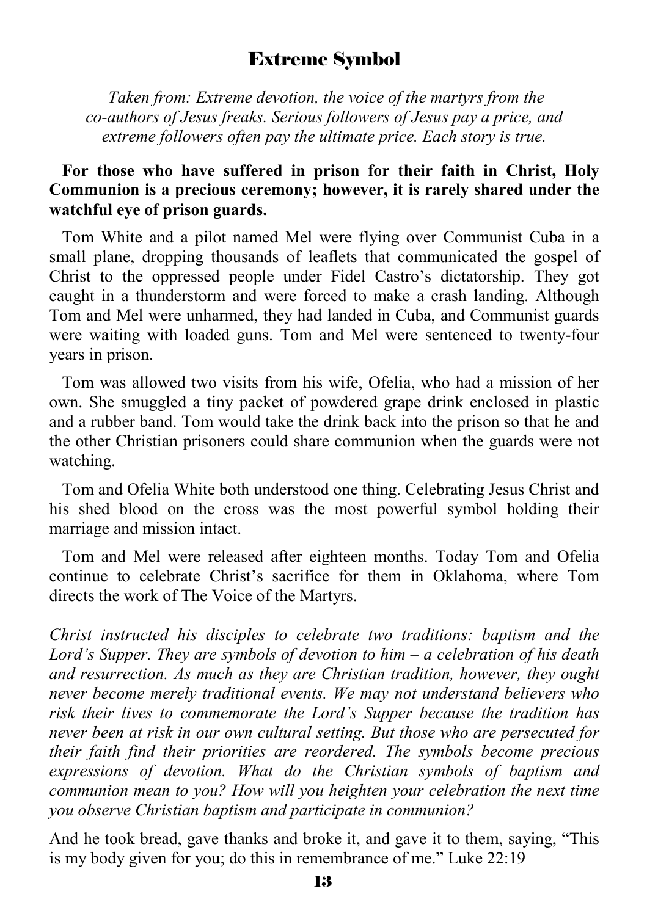## Extreme Symbol

*Taken from: Extreme devotion, the voice of the martyrs from the co-authors of Jesus freaks. Serious followers of Jesus pay a price, and extreme followers often pay the ultimate price. Each story is true.*

**For those who have suffered in prison for their faith in Christ, Holy Communion is a precious ceremony; however, it is rarely shared under the watchful eye of prison guards.**

Tom White and a pilot named Mel were flying over Communist Cuba in a small plane, dropping thousands of leaflets that communicated the gospel of Christ to the oppressed people under Fidel Castro's dictatorship. They got caught in a thunderstorm and were forced to make a crash landing. Although Tom and Mel were unharmed, they had landed in Cuba, and Communist guards were waiting with loaded guns. Tom and Mel were sentenced to twenty-four years in prison.

Tom was allowed two visits from his wife, Ofelia, who had a mission of her own. She smuggled a tiny packet of powdered grape drink enclosed in plastic and a rubber band. Tom would take the drink back into the prison so that he and the other Christian prisoners could share communion when the guards were not watching.

Tom and Ofelia White both understood one thing. Celebrating Jesus Christ and his shed blood on the cross was the most powerful symbol holding their marriage and mission intact.

Tom and Mel were released after eighteen months. Today Tom and Ofelia continue to celebrate Christ's sacrifice for them in Oklahoma, where Tom directs the work of The Voice of the Martyrs.

*Christ instructed his disciples to celebrate two traditions: baptism and the Lord's Supper. They are symbols of devotion to him – a celebration of his death and resurrection. As much as they are Christian tradition, however, they ought never become merely traditional events. We may not understand believers who risk their lives to commemorate the Lord's Supper because the tradition has never been at risk in our own cultural setting. But those who are persecuted for their faith find their priorities are reordered. The symbols become precious expressions of devotion. What do the Christian symbols of baptism and communion mean to you? How will you heighten your celebration the next time you observe Christian baptism and participate in communion?*

And he took bread, gave thanks and broke it, and gave it to them, saying, "This is my body given for you; do this in remembrance of me." Luke 22:19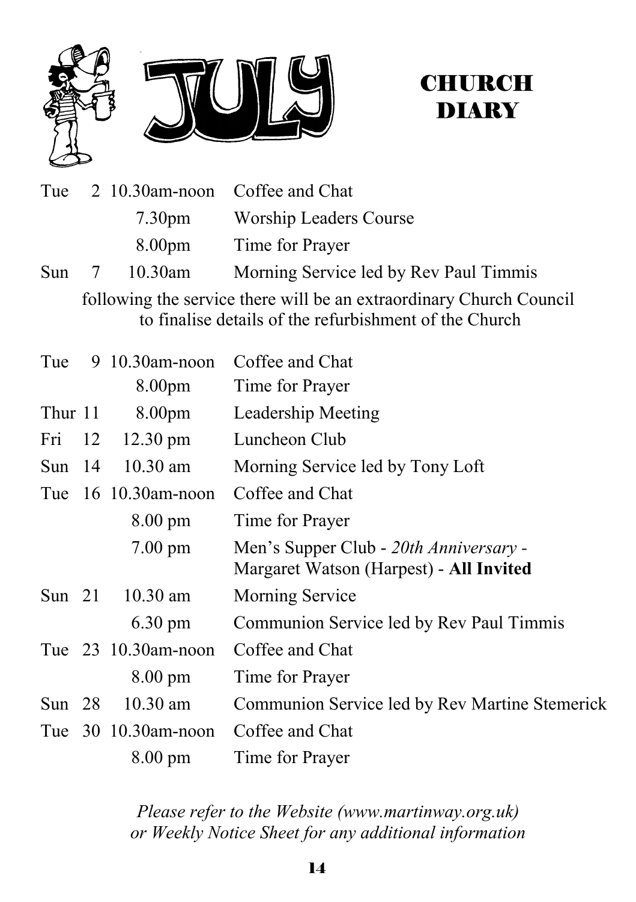# JULY CHURCH DIARY

| | | | |
|---|---|---|---|
| Tue | 2 | 10.30am-noon | Coffee and Chat |
| | | 7.30pm | Worship Leaders Course |
| | | 8.00pm | Time for Prayer |
| Sun | 7 | 10.30am | Morning Service led by Rev Paul Timmis |

following the service there will be an extraordinary Church Council to finalise details of the refurbishment of the Church

| | | | |
|---|---|---|---|
| Tue | 9 | 10.30am-noon | Coffee and Chat |
| | | 8.00pm | Time for Prayer |
| Thur | 11 | 8.00pm | Leadership Meeting |
| Fri | 12 | 12.30 pm | Luncheon Club |
| Sun | 14 | 10.30 am | Morning Service led by Tony Loft |
| Tue | 16 | 10.30am-noon | Coffee and Chat |
| | | 8.00 pm | Time for Prayer |
| | | 7.00 pm | Men's Supper Club - *20th Anniversary* - Margaret Watson (Harpest) - **All Invited** |
| Sun | 21 | 10.30 am | Morning Service |
| | | 6.30 pm | Communion Service led by Rev Paul Timmis |
| Tue | 23 | 10.30am-noon | Coffee and Chat |
| | | 8.00 pm | Time for Prayer |
| Sun | 28 | 10.30 am | Communion Service led by Rev Martine Stemerick |
| Tue | 30 | 10.30am-noon | Coffee and Chat |
| | | 8.00 pm | Time for Prayer |

*Please refer to the Website (www.martinway.org.uk) or Weekly Notice Sheet for any additional information*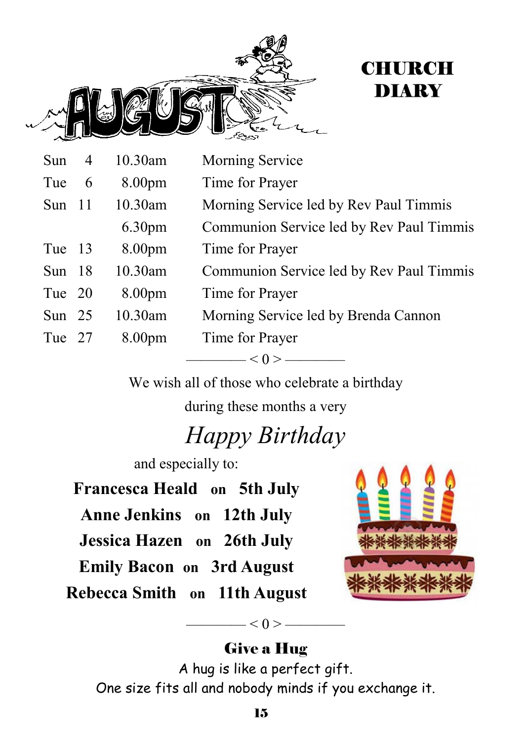# AUGUST

## CHURCH DIARY

| | | | |
|---|---|---|---|
| Sun | 4 | 10.30am | Morning Service |
| Tue | 6 | 8.00pm | Time for Prayer |
| Sun | 11 | 10.30am | Morning Service led by Rev Paul Timmis |
| | | 6.30pm | Communion Service led by Rev Paul Timmis |
| Tue | 13 | 8.00pm | Time for Prayer |
| Sun | 18 | 10.30am | Communion Service led by Rev Paul Timmis |
| Tue | 20 | 8.00pm | Time for Prayer |
| Sun | 25 | 10.30am | Morning Service led by Brenda Cannon |
| Tue | 27 | 8.00pm | Time for Prayer |

———— < 0 > ————

We wish all of those who celebrate a birthday during these months a very

*Happy Birthday*

and especially to:

**Francesca Heald** on **5th July**

**Anne Jenkins** on **12th July**

**Jessica Hazen** on **26th July**

**Emily Bacon** on **3rd August**

**Rebecca Smith** on **11th August**

———— < 0 > ————

**Give a Hug**

A hug is like a perfect gift.
One size fits all and nobody minds if you exchange it.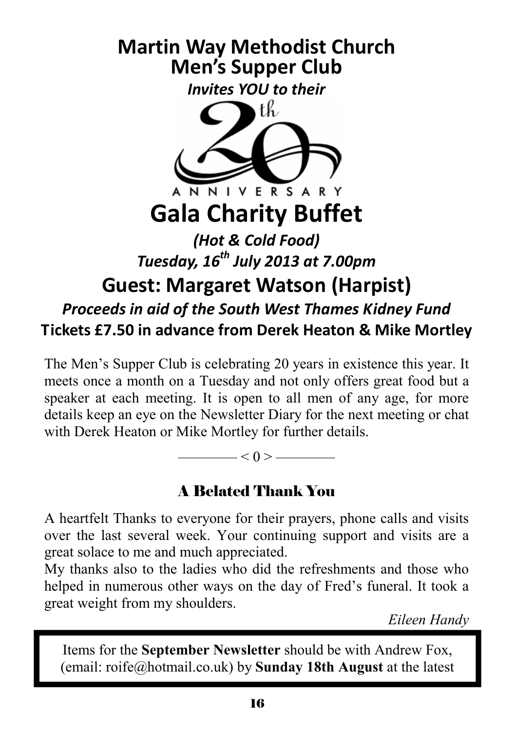# Martin Way Methodist Church
# Men's Supper Club

***Invites YOU to their***

20th ANNIVERSARY

# Gala Charity Buffet

***(Hot & Cold Food)***

***Tuesday, 16th July 2013 at 7.00pm***

## Guest: Margaret Watson (Harpist)

***Proceeds in aid of the South West Thames Kidney Fund***

**Tickets £7.50 in advance from Derek Heaton & Mike Mortley**

The Men's Supper Club is celebrating 20 years in existence this year. It meets once a month on a Tuesday and not only offers great food but a speaker at each meeting. It is open to all men of any age, for more details keep an eye on the Newsletter Diary for the next meeting or chat with Derek Heaton or Mike Mortley for further details.

———— < 0 > ————

## A Belated Thank You

A heartfelt Thanks to everyone for their prayers, phone calls and visits over the last several week. Your continuing support and visits are a great solace to me and much appreciated.

My thanks also to the ladies who did the refreshments and those who helped in numerous other ways on the day of Fred's funeral. It took a great weight from my shoulders.

*Eileen Handy*

Items for the **September Newsletter** should be with Andrew Fox, (email: roife@hotmail.co.uk) by **Sunday 18th August** at the latest